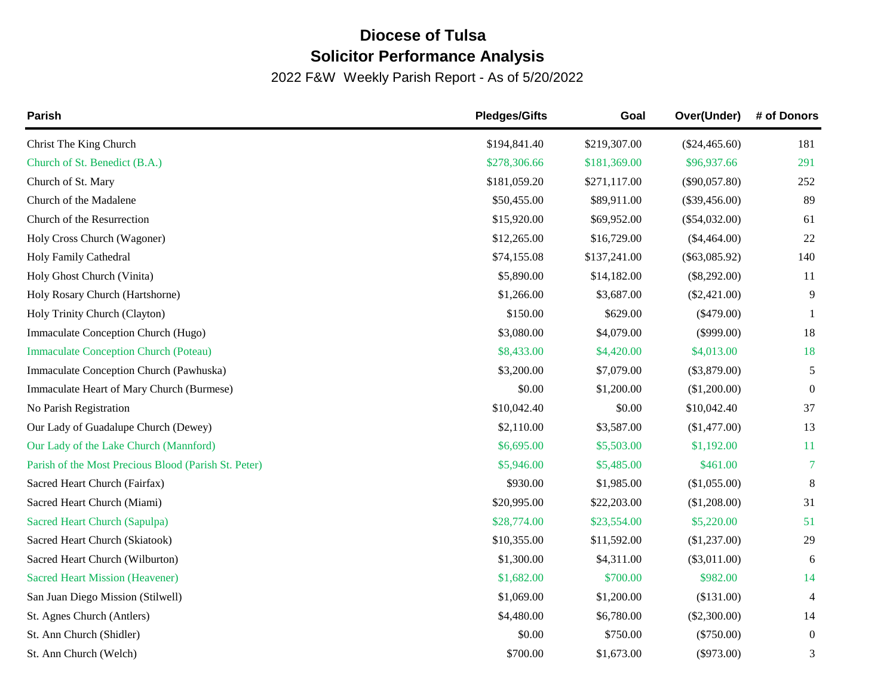# Diocese of Tulsa

## Solicitor Performance Analysis

2022 F&W Weekly Parish Report - As of 5/20/2022

| Parish | Pledges/Gifts | Goal | Over(Under) | # of Donors |
|---|---:|---:|---:|---:|
| Christ The King Church | $194,841.40 | $219,307.00 | ($24,465.60) | 181 |
| Church of St. Benedict (B.A.) | $278,306.66 | $181,369.00 | $96,937.66 | 291 |
| Church of St. Mary | $181,059.20 | $271,117.00 | ($90,057.80) | 252 |
| Church of the Madalene | $50,455.00 | $89,911.00 | ($39,456.00) | 89 |
| Church of the Resurrection | $15,920.00 | $69,952.00 | ($54,032.00) | 61 |
| Holy Cross Church (Wagoner) | $12,265.00 | $16,729.00 | ($4,464.00) | 22 |
| Holy Family Cathedral | $74,155.08 | $137,241.00 | ($63,085.92) | 140 |
| Holy Ghost Church (Vinita) | $5,890.00 | $14,182.00 | ($8,292.00) | 11 |
| Holy Rosary Church (Hartshorne) | $1,266.00 | $3,687.00 | ($2,421.00) | 9 |
| Holy Trinity Church (Clayton) | $150.00 | $629.00 | ($479.00) | 1 |
| Immaculate Conception Church (Hugo) | $3,080.00 | $4,079.00 | ($999.00) | 18 |
| Immaculate Conception Church (Poteau) | $8,433.00 | $4,420.00 | $4,013.00 | 18 |
| Immaculate Conception Church (Pawhuska) | $3,200.00 | $7,079.00 | ($3,879.00) | 5 |
| Immaculate Heart of Mary Church (Burmese) | $0.00 | $1,200.00 | ($1,200.00) | 0 |
| No Parish Registration | $10,042.40 | $0.00 | $10,042.40 | 37 |
| Our Lady of Guadalupe Church (Dewey) | $2,110.00 | $3,587.00 | ($1,477.00) | 13 |
| Our Lady of the Lake Church (Mannford) | $6,695.00 | $5,503.00 | $1,192.00 | 11 |
| Parish of the Most Precious Blood (Parish St. Peter) | $5,946.00 | $5,485.00 | $461.00 | 7 |
| Sacred Heart Church (Fairfax) | $930.00 | $1,985.00 | ($1,055.00) | 8 |
| Sacred Heart Church (Miami) | $20,995.00 | $22,203.00 | ($1,208.00) | 31 |
| Sacred Heart Church (Sapulpa) | $28,774.00 | $23,554.00 | $5,220.00 | 51 |
| Sacred Heart Church (Skiatook) | $10,355.00 | $11,592.00 | ($1,237.00) | 29 |
| Sacred Heart Church (Wilburton) | $1,300.00 | $4,311.00 | ($3,011.00) | 6 |
| Sacred Heart Mission (Heavener) | $1,682.00 | $700.00 | $982.00 | 14 |
| San Juan Diego Mission (Stilwell) | $1,069.00 | $1,200.00 | ($131.00) | 4 |
| St. Agnes Church (Antlers) | $4,480.00 | $6,780.00 | ($2,300.00) | 14 |
| St. Ann Church (Shidler) | $0.00 | $750.00 | ($750.00) | 0 |
| St. Ann Church (Welch) | $700.00 | $1,673.00 | ($973.00) | 3 |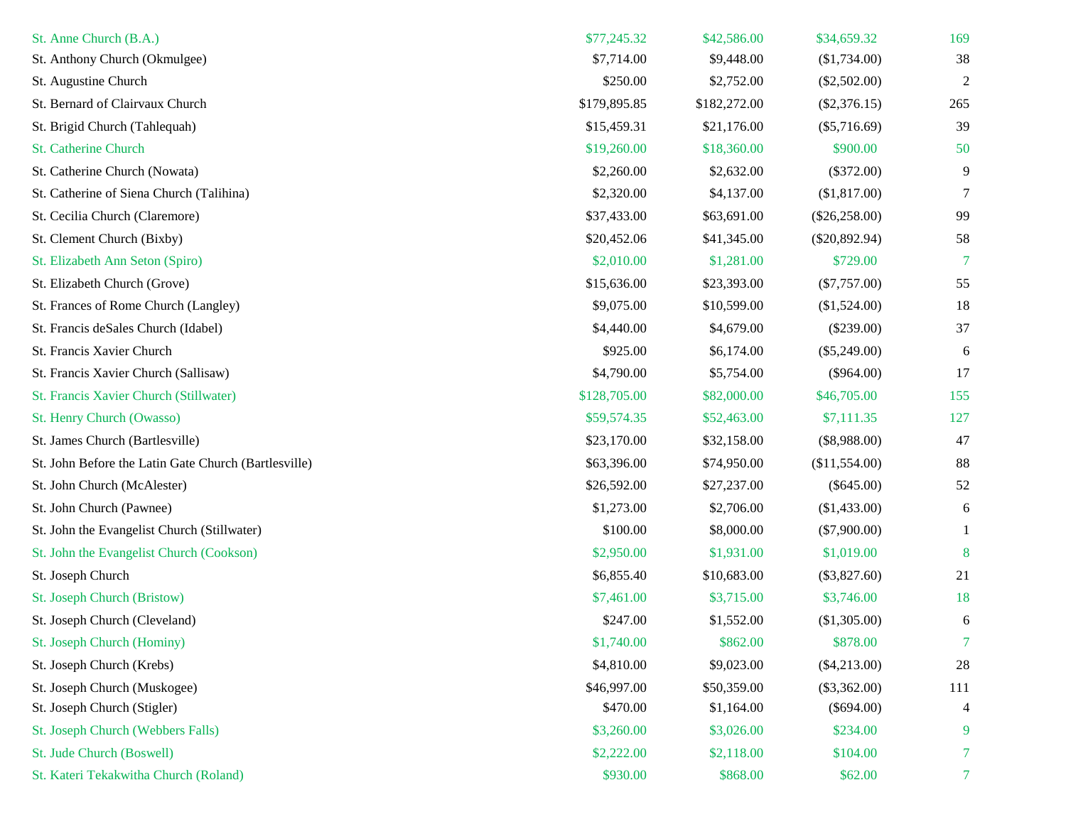| | | | | |
|---|---|---|---|---|
| St. Anne Church (B.A.) | $77,245.32 | $42,586.00 | $34,659.32 | 169 |
| St. Anthony Church (Okmulgee) | $7,714.00 | $9,448.00 | ($1,734.00) | 38 |
| St. Augustine Church | $250.00 | $2,752.00 | ($2,502.00) | 2 |
| St. Bernard of Clairvaux Church | $179,895.85 | $182,272.00 | ($2,376.15) | 265 |
| St. Brigid Church (Tahlequah) | $15,459.31 | $21,176.00 | ($5,716.69) | 39 |
| St. Catherine Church | $19,260.00 | $18,360.00 | $900.00 | 50 |
| St. Catherine Church (Nowata) | $2,260.00 | $2,632.00 | ($372.00) | 9 |
| St. Catherine of Siena Church (Talihina) | $2,320.00 | $4,137.00 | ($1,817.00) | 7 |
| St. Cecilia Church (Claremore) | $37,433.00 | $63,691.00 | ($26,258.00) | 99 |
| St. Clement Church (Bixby) | $20,452.06 | $41,345.00 | ($20,892.94) | 58 |
| St. Elizabeth Ann Seton (Spiro) | $2,010.00 | $1,281.00 | $729.00 | 7 |
| St. Elizabeth Church (Grove) | $15,636.00 | $23,393.00 | ($7,757.00) | 55 |
| St. Frances of Rome Church (Langley) | $9,075.00 | $10,599.00 | ($1,524.00) | 18 |
| St. Francis deSales Church (Idabel) | $4,440.00 | $4,679.00 | ($239.00) | 37 |
| St. Francis Xavier Church | $925.00 | $6,174.00 | ($5,249.00) | 6 |
| St. Francis Xavier Church (Sallisaw) | $4,790.00 | $5,754.00 | ($964.00) | 17 |
| St. Francis Xavier Church (Stillwater) | $128,705.00 | $82,000.00 | $46,705.00 | 155 |
| St. Henry Church (Owasso) | $59,574.35 | $52,463.00 | $7,111.35 | 127 |
| St. James Church (Bartlesville) | $23,170.00 | $32,158.00 | ($8,988.00) | 47 |
| St. John Before the Latin Gate Church (Bartlesville) | $63,396.00 | $74,950.00 | ($11,554.00) | 88 |
| St. John Church (McAlester) | $26,592.00 | $27,237.00 | ($645.00) | 52 |
| St. John Church (Pawnee) | $1,273.00 | $2,706.00 | ($1,433.00) | 6 |
| St. John the Evangelist Church (Stillwater) | $100.00 | $8,000.00 | ($7,900.00) | 1 |
| St. John the Evangelist Church (Cookson) | $2,950.00 | $1,931.00 | $1,019.00 | 8 |
| St. Joseph Church | $6,855.40 | $10,683.00 | ($3,827.60) | 21 |
| St. Joseph Church (Bristow) | $7,461.00 | $3,715.00 | $3,746.00 | 18 |
| St. Joseph Church (Cleveland) | $247.00 | $1,552.00 | ($1,305.00) | 6 |
| St. Joseph Church (Hominy) | $1,740.00 | $862.00 | $878.00 | 7 |
| St. Joseph Church (Krebs) | $4,810.00 | $9,023.00 | ($4,213.00) | 28 |
| St. Joseph Church (Muskogee) | $46,997.00 | $50,359.00 | ($3,362.00) | 111 |
| St. Joseph Church (Stigler) | $470.00 | $1,164.00 | ($694.00) | 4 |
| St. Joseph Church (Webbers Falls) | $3,260.00 | $3,026.00 | $234.00 | 9 |
| St. Jude Church (Boswell) | $2,222.00 | $2,118.00 | $104.00 | 7 |
| St. Kateri Tekakwitha Church (Roland) | $930.00 | $868.00 | $62.00 | 7 |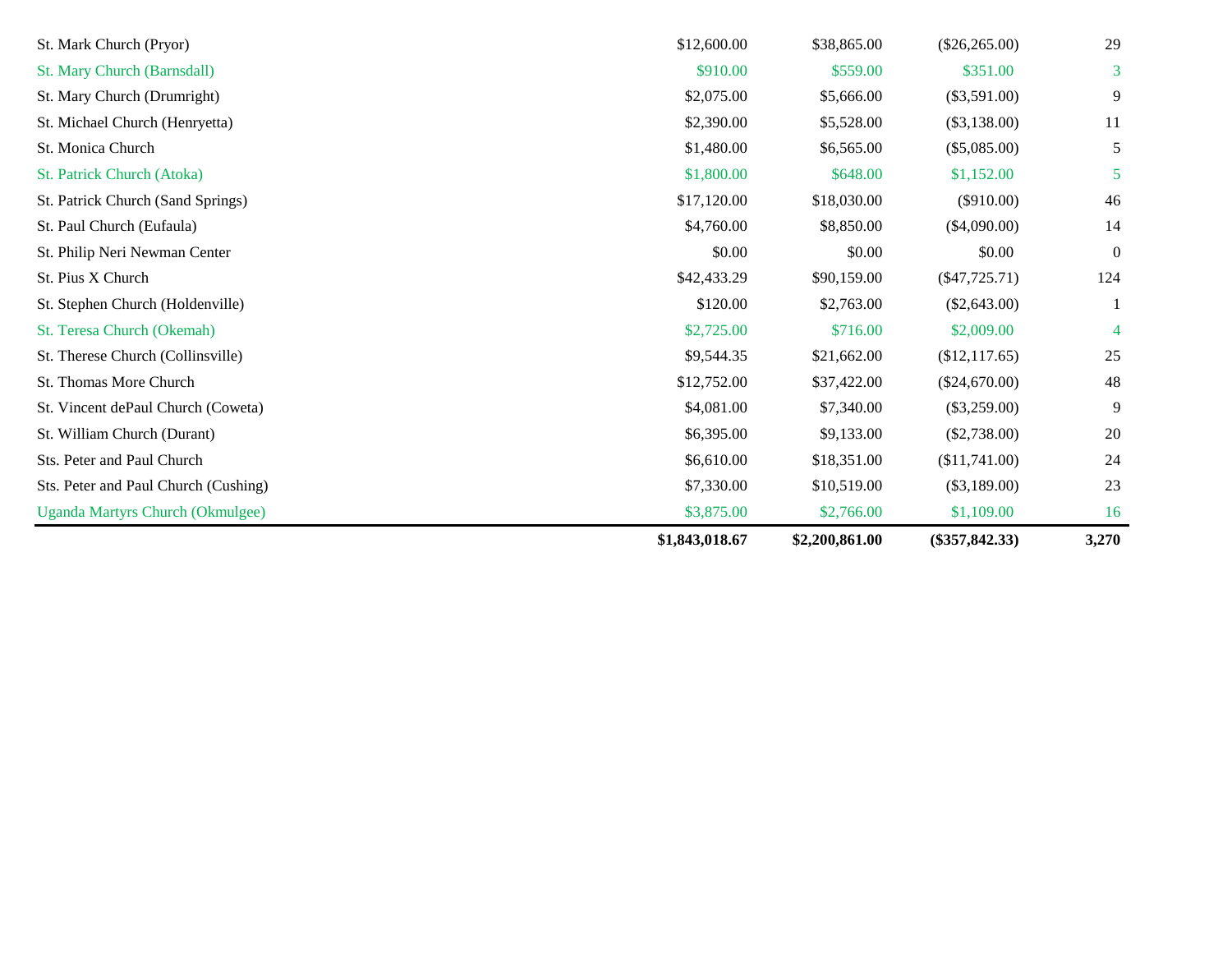| | | | | |
|---|---|---|---|---|
| St. Mark Church (Pryor) | $12,600.00 | $38,865.00 | ($26,265.00) | 29 |
| St. Mary Church (Barnsdall) | $910.00 | $559.00 | $351.00 | 3 |
| St. Mary Church (Drumright) | $2,075.00 | $5,666.00 | ($3,591.00) | 9 |
| St. Michael Church (Henryetta) | $2,390.00 | $5,528.00 | ($3,138.00) | 11 |
| St. Monica Church | $1,480.00 | $6,565.00 | ($5,085.00) | 5 |
| St. Patrick Church (Atoka) | $1,800.00 | $648.00 | $1,152.00 | 5 |
| St. Patrick Church (Sand Springs) | $17,120.00 | $18,030.00 | ($910.00) | 46 |
| St. Paul Church (Eufaula) | $4,760.00 | $8,850.00 | ($4,090.00) | 14 |
| St. Philip Neri Newman Center | $0.00 | $0.00 | $0.00 | 0 |
| St. Pius X Church | $42,433.29 | $90,159.00 | ($47,725.71) | 124 |
| St. Stephen Church (Holdenville) | $120.00 | $2,763.00 | ($2,643.00) | 1 |
| St. Teresa Church (Okemah) | $2,725.00 | $716.00 | $2,009.00 | 4 |
| St. Therese Church (Collinsville) | $9,544.35 | $21,662.00 | ($12,117.65) | 25 |
| St. Thomas More Church | $12,752.00 | $37,422.00 | ($24,670.00) | 48 |
| St. Vincent dePaul Church (Coweta) | $4,081.00 | $7,340.00 | ($3,259.00) | 9 |
| St. William Church (Durant) | $6,395.00 | $9,133.00 | ($2,738.00) | 20 |
| Sts. Peter and Paul Church | $6,610.00 | $18,351.00 | ($11,741.00) | 24 |
| Sts. Peter and Paul Church (Cushing) | $7,330.00 | $10,519.00 | ($3,189.00) | 23 |
| Uganda Martyrs Church (Okmulgee) | $3,875.00 | $2,766.00 | $1,109.00 | 16 |
| | **$1,843,018.67** | **$2,200,861.00** | **($357,842.33)** | **3,270** |